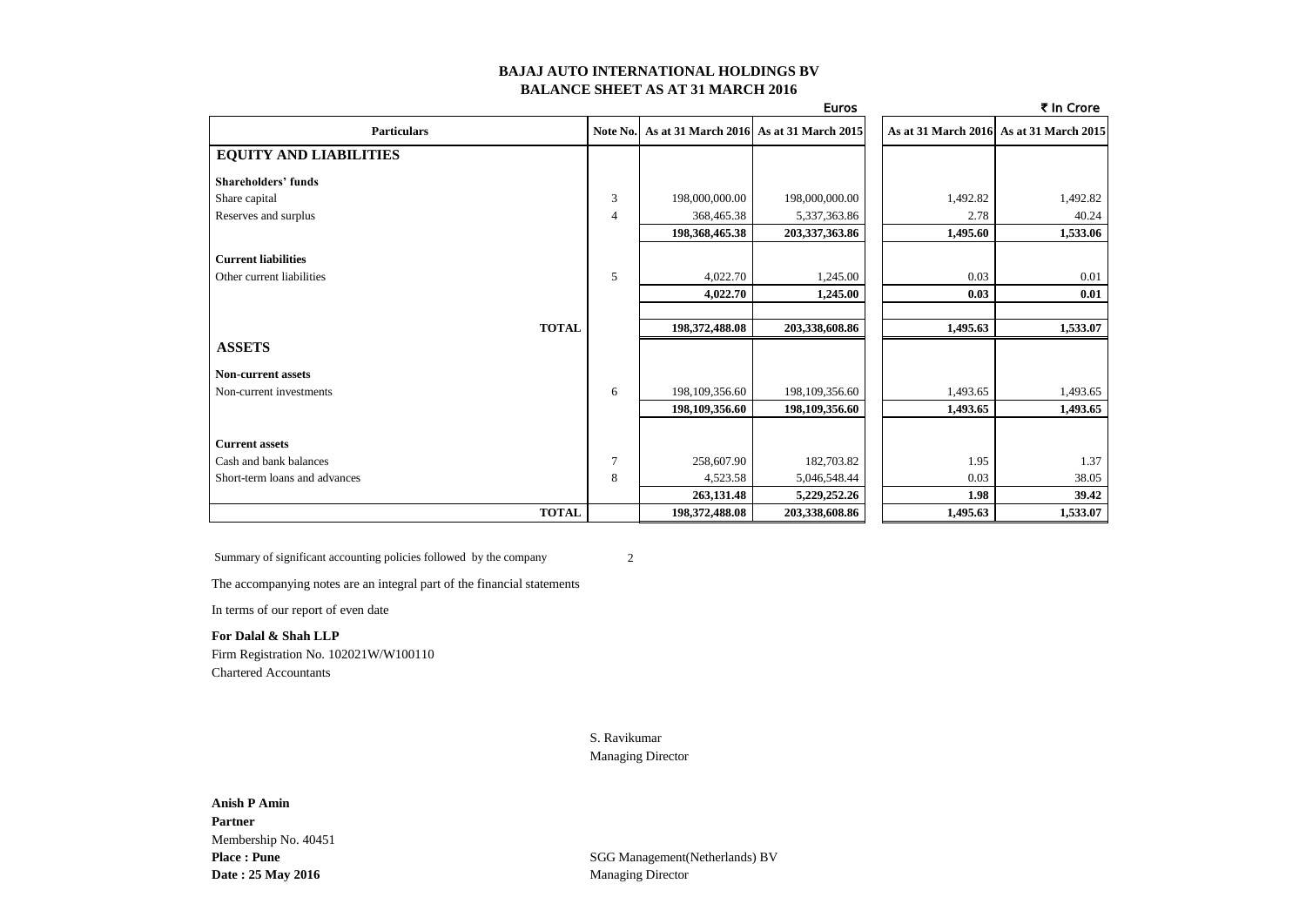# BAJAJ AUTO INTERNATIONAL HOLDINGS BV
## BALANCE SHEET AS AT 31 MARCH 2016

| Particulars | Note No. | Euros As at 31 March 2016 | Euros As at 31 March 2015 | ₹ In Crore As at 31 March 2016 | ₹ In Crore As at 31 March 2015 |
|---|---|---|---|---|---|
| **EQUITY AND LIABILITIES** | | | | | |
| **Shareholders' funds** | | | | | |
| Share capital | 3 | 198,000,000.00 | 198,000,000.00 | 1,492.82 | 1,492.82 |
| Reserves and surplus | 4 | 368,465.38 | 5,337,363.86 | 2.78 | 40.24 |
| | | **198,368,465.38** | **203,337,363.86** | **1,495.60** | **1,533.06** |
| **Current liabilities** | | | | | |
| Other current liabilities | 5 | 4,022.70 | 1,245.00 | 0.03 | 0.01 |
| | | **4,022.70** | **1,245.00** | **0.03** | **0.01** |
| **TOTAL** | | **198,372,488.08** | **203,338,608.86** | **1,495.63** | **1,533.07** |
| **ASSETS** | | | | | |
| **Non-current assets** | | | | | |
| Non-current investments | 6 | 198,109,356.60 | 198,109,356.60 | 1,493.65 | 1,493.65 |
| | | **198,109,356.60** | **198,109,356.60** | **1,493.65** | **1,493.65** |
| **Current assets** | | | | | |
| Cash and bank balances | 7 | 258,607.90 | 182,703.82 | 1.95 | 1.37 |
| Short-term loans and advances | 8 | 4,523.58 | 5,046,548.44 | 0.03 | 38.05 |
| | | **263,131.48** | **5,229,252.26** | **1.98** | **39.42** |
| **TOTAL** | | **198,372,488.08** | **203,338,608.86** | **1,495.63** | **1,533.07** |

Summary of significant accounting policies followed by the company 2

The accompanying notes are an integral part of the financial statements

In terms of our report of even date

**For Dalal & Shah LLP**
Firm Registration No. 102021W/W100110
Chartered Accountants

S. Ravikumar
Managing Director

**Anish P Amin**
**Partner**
Membership No. 40451
**Place : Pune**
**Date : 25 May 2016**

SGG Management(Netherlands) BV
Managing Director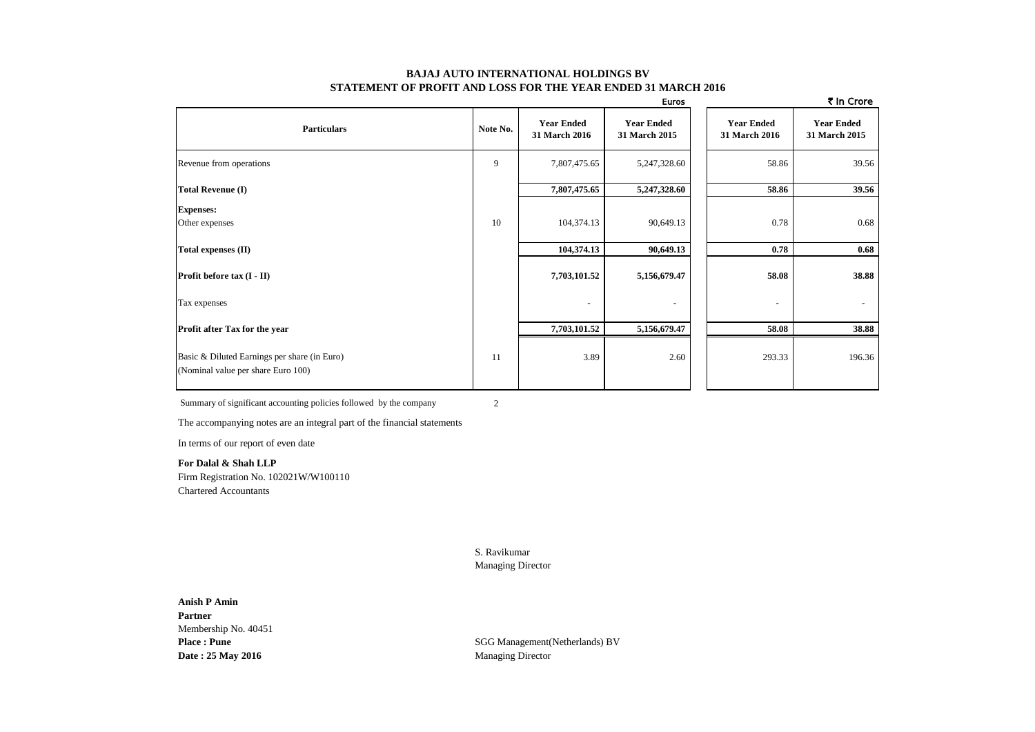# BAJAJ AUTO INTERNATIONAL HOLDINGS BV
## STATEMENT OF PROFIT AND LOSS FOR THE YEAR ENDED 31 MARCH 2016

| Particulars | Note No. | Euros | | ₹ In Crore | |
|---|---|---|---|---|---|
| | | **Year Ended 31 March 2016** | **Year Ended 31 March 2015** | **Year Ended 31 March 2016** | **Year Ended 31 March 2015** |
| Revenue from operations | 9 | 7,807,475.65 | 5,247,328.60 | 58.86 | 39.56 |
| **Total Revenue (I)** | | **7,807,475.65** | **5,247,328.60** | **58.86** | **39.56** |
| **Expenses:** | | | | | |
| Other expenses | 10 | 104,374.13 | 90,649.13 | 0.78 | 0.68 |
| **Total expenses (II)** | | **104,374.13** | **90,649.13** | **0.78** | **0.68** |
| **Profit before tax (I - II)** | | **7,703,101.52** | **5,156,679.47** | **58.08** | **38.88** |
| Tax expenses | | - | - | - | - |
| **Profit after Tax for the year** | | **7,703,101.52** | **5,156,679.47** | **58.08** | **38.88** |
| Basic & Diluted Earnings per share (in Euro) (Nominal value per share Euro 100) | 11 | 3.89 | 2.60 | 293.33 | 196.36 |

Summary of significant accounting policies followed by the company — 2

The accompanying notes are an integral part of the financial statements

In terms of our report of even date

**For Dalal & Shah LLP**
Firm Registration No. 102021W/W100110
Chartered Accountants

S. Ravikumar
Managing Director

**Anish P Amin**
**Partner**
Membership No. 40451
**Place : Pune**
**Date : 25 May 2016**

SGG Management(Netherlands) BV
Managing Director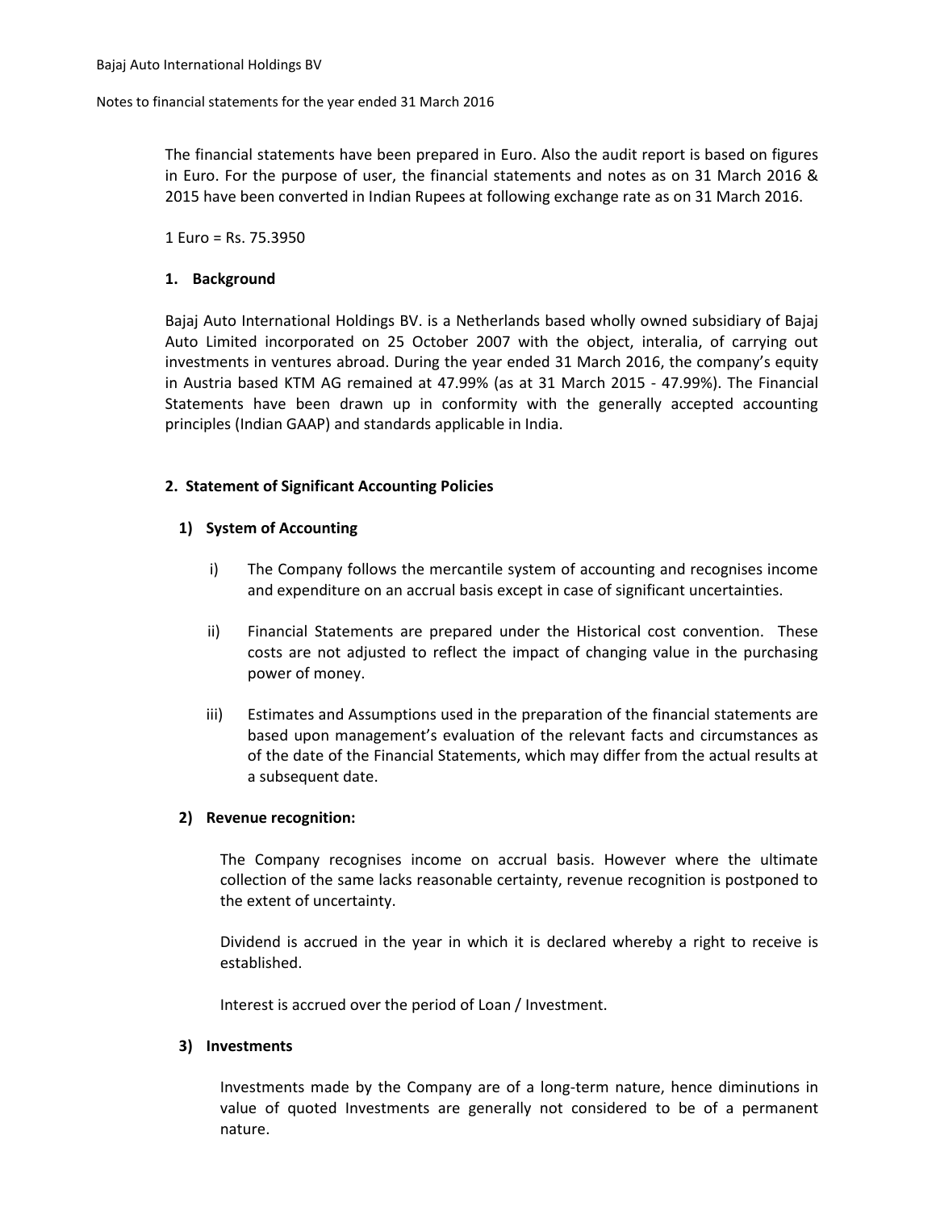The financial statements have been prepared in Euro. Also the audit report is based on figures in Euro. For the purpose of user, the financial statements and notes as on 31 March 2016 & 2015 have been converted in Indian Rupees at following exchange rate as on 31 March 2016.

1 Euro = Rs. 75.3950

## 1. Background

Bajaj Auto International Holdings BV. is a Netherlands based wholly owned subsidiary of Bajaj Auto Limited incorporated on 25 October 2007 with the object, interalia, of carrying out investments in ventures abroad. During the year ended 31 March 2016, the company's equity in Austria based KTM AG remained at 47.99% (as at 31 March 2015 - 47.99%). The Financial Statements have been drawn up in conformity with the generally accepted accounting principles (Indian GAAP) and standards applicable in India.

## 2. Statement of Significant Accounting Policies

### 1) System of Accounting

i) The Company follows the mercantile system of accounting and recognises income and expenditure on an accrual basis except in case of significant uncertainties.

ii) Financial Statements are prepared under the Historical cost convention. These costs are not adjusted to reflect the impact of changing value in the purchasing power of money.

iii) Estimates and Assumptions used in the preparation of the financial statements are based upon management's evaluation of the relevant facts and circumstances as of the date of the Financial Statements, which may differ from the actual results at a subsequent date.

### 2) Revenue recognition:

The Company recognises income on accrual basis. However where the ultimate collection of the same lacks reasonable certainty, revenue recognition is postponed to the extent of uncertainty.

Dividend is accrued in the year in which it is declared whereby a right to receive is established.

Interest is accrued over the period of Loan / Investment.

### 3) Investments

Investments made by the Company are of a long-term nature, hence diminutions in value of quoted Investments are generally not considered to be of a permanent nature.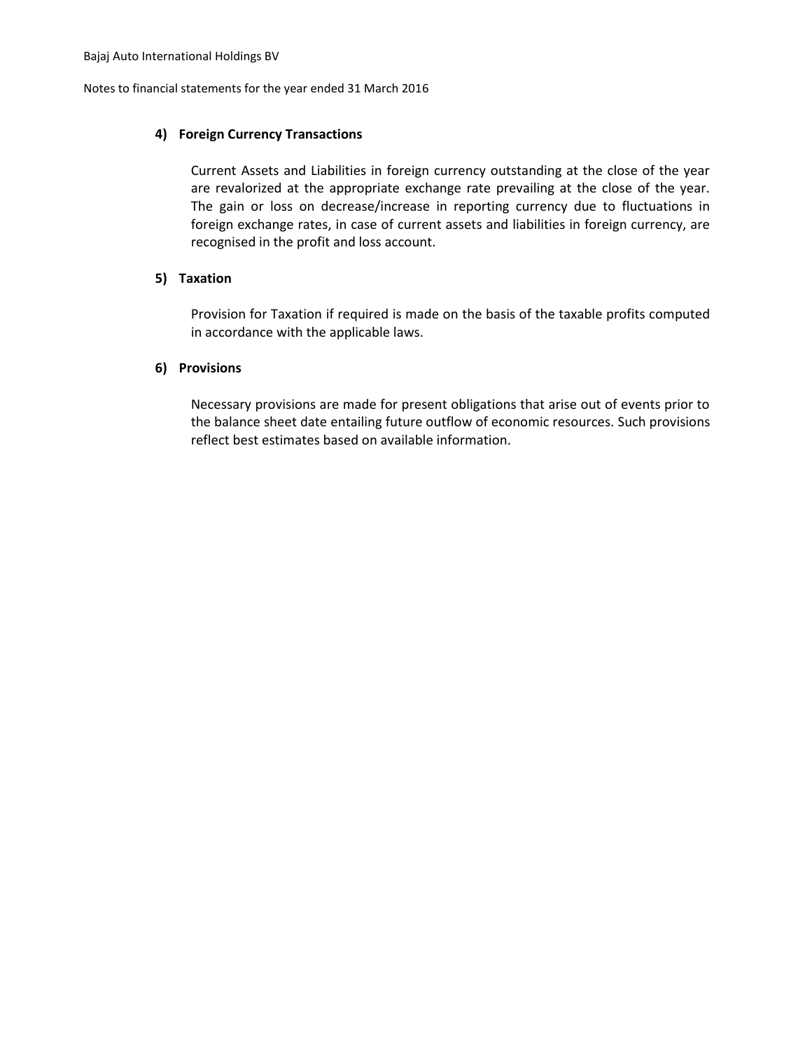### 4) Foreign Currency Transactions

Current Assets and Liabilities in foreign currency outstanding at the close of the year are revalorized at the appropriate exchange rate prevailing at the close of the year. The gain or loss on decrease/increase in reporting currency due to fluctuations in foreign exchange rates, in case of current assets and liabilities in foreign currency, are recognised in the profit and loss account.

### 5) Taxation

Provision for Taxation if required is made on the basis of the taxable profits computed in accordance with the applicable laws.

### 6) Provisions

Necessary provisions are made for present obligations that arise out of events prior to the balance sheet date entailing future outflow of economic resources. Such provisions reflect best estimates based on available information.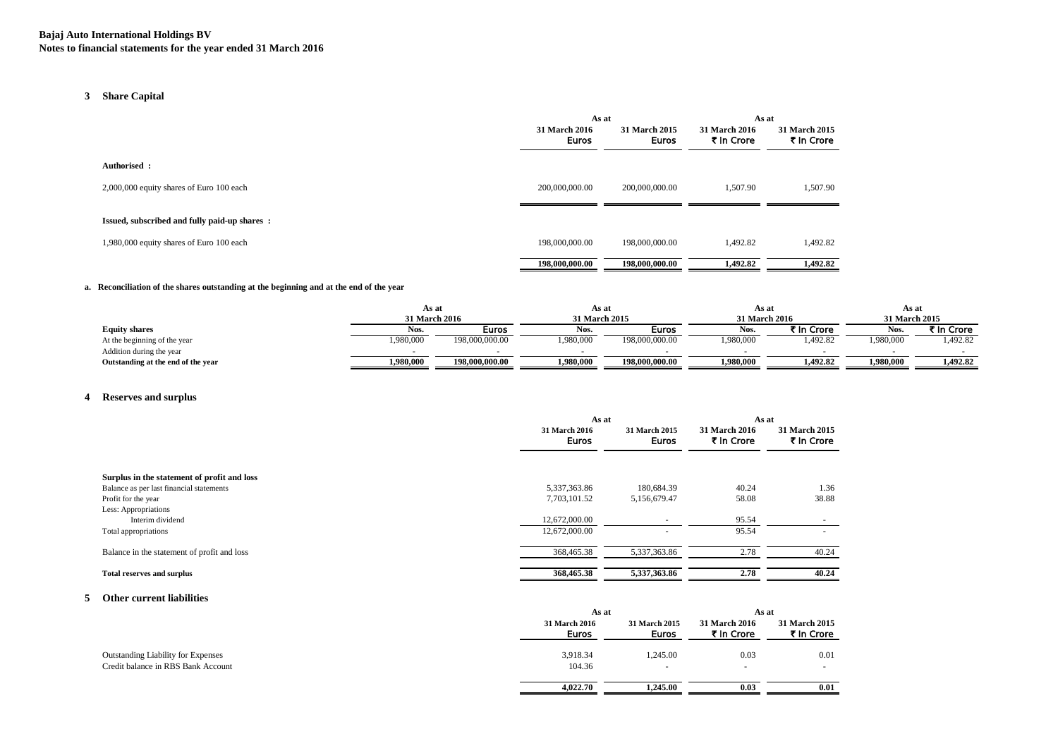**Bajaj Auto International Holdings BV**
**Notes to financial statements for the year ended 31 March 2016**

## 3 Share Capital

| | As at | | As at | |
|---|---|---|---|---|
| | 31 March 2016 Euros | 31 March 2015 Euros | 31 March 2016 ₹ In Crore | 31 March 2015 ₹ In Crore |
| **Authorised :** | | | | |
| 2,000,000 equity shares of Euro 100 each | 200,000,000.00 | 200,000,000.00 | 1,507.90 | 1,507.90 |
| **Issued, subscribed and fully paid-up shares :** | | | | |
| 1,980,000 equity shares of Euro 100 each | 198,000,000.00 | 198,000,000.00 | 1,492.82 | 1,492.82 |
| | **198,000,000.00** | **198,000,000.00** | **1,492.82** | **1,492.82** |

**a. Reconciliation of the shares outstanding at the beginning and at the end of the year**

| | As at 31 March 2016 | | As at 31 March 2015 | | As at 31 March 2016 | | As at 31 March 2015 | |
|---|---|---|---|---|---|---|---|---|
| **Equity shares** | Nos. | Euros | Nos. | Euros | Nos. | ₹ In Crore | Nos. | ₹ In Crore |
| At the beginning of the year | 1,980,000 | 198,000,000.00 | 1,980,000 | 198,000,000.00 | 1,980,000 | 1,492.82 | 1,980,000 | 1,492.82 |
| Addition during the year | - | - | - | - | - | - | - | - |
| **Outstanding at the end of the year** | **1,980,000** | **198,000,000.00** | **1,980,000** | **198,000,000.00** | **1,980,000** | **1,492.82** | **1,980,000** | **1,492.82** |

## 4 Reserves and surplus

| | As at | | As at | |
|---|---|---|---|---|
| | 31 March 2016 Euros | 31 March 2015 Euros | 31 March 2016 ₹ In Crore | 31 March 2015 ₹ In Crore |
| **Surplus in the statement of profit and loss** | | | | |
| Balance as per last financial statements | 5,337,363.86 | 180,684.39 | 40.24 | 1.36 |
| Profit for the year | 7,703,101.52 | 5,156,679.47 | 58.08 | 38.88 |
| Less: Appropriations | | | | |
| Interim dividend | 12,672,000.00 | - | 95.54 | - |
| Total appropriations | 12,672,000.00 | - | 95.54 | - |
| Balance in the statement of profit and loss | 368,465.38 | 5,337,363.86 | 2.78 | 40.24 |
| **Total reserves and surplus** | **368,465.38** | **5,337,363.86** | **2.78** | **40.24** |

## 5 Other current liabilities

| | As at | | As at | |
|---|---|---|---|---|
| | 31 March 2016 Euros | 31 March 2015 Euros | 31 March 2016 ₹ In Crore | 31 March 2015 ₹ In Crore |
| Outstanding Liability for Expenses | 3,918.34 | 1,245.00 | 0.03 | 0.01 |
| Credit balance in RBS Bank Account | 104.36 | - | - | - |
| | **4,022.70** | **1,245.00** | **0.03** | **0.01** |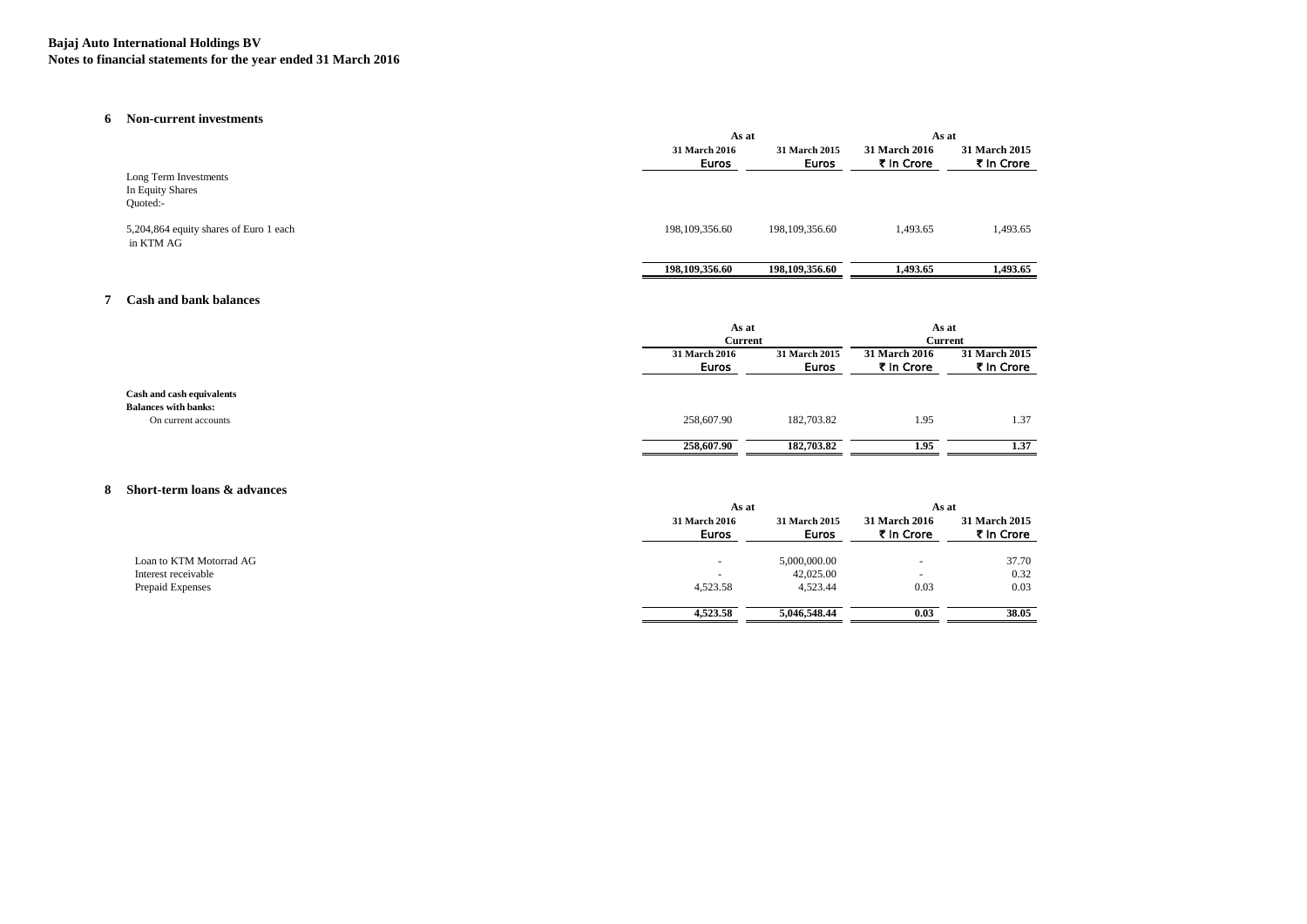**Bajaj Auto International Holdings BV**
**Notes to financial statements for the year ended 31 March 2016**

## 6 Non-current investments

| | As at | | As at | |
|---|---|---|---|---|
| | 31 March 2016 Euros | 31 March 2015 Euros | 31 March 2016 ₹ In Crore | 31 March 2015 ₹ In Crore |
| Long Term Investments | | | | |
| In Equity Shares | | | | |
| Quoted:- | | | | |
| 5,204,864 equity shares of Euro 1 each in KTM AG | 198,109,356.60 | 198,109,356.60 | 1,493.65 | 1,493.65 |
| | **198,109,356.60** | **198,109,356.60** | **1,493.65** | **1,493.65** |

## 7 Cash and bank balances

| | As at Current | | As at Current | |
|---|---|---|---|---|
| | 31 March 2016 Euros | 31 March 2015 Euros | 31 March 2016 ₹ In Crore | 31 March 2015 ₹ In Crore |
| **Cash and cash equivalents** | | | | |
| **Balances with banks:** | | | | |
| On current accounts | 258,607.90 | 182,703.82 | 1.95 | 1.37 |
| | **258,607.90** | **182,703.82** | **1.95** | **1.37** |

## 8 Short-term loans & advances

| | As at | | As at | |
|---|---|---|---|---|
| | 31 March 2016 Euros | 31 March 2015 Euros | 31 March 2016 ₹ In Crore | 31 March 2015 ₹ In Crore |
| Loan to KTM Motorrad AG | - | 5,000,000.00 | - | 37.70 |
| Interest receivable | - | 42,025.00 | - | 0.32 |
| Prepaid Expenses | 4,523.58 | 4,523.44 | 0.03 | 0.03 |
| | **4,523.58** | **5,046,548.44** | **0.03** | **38.05** |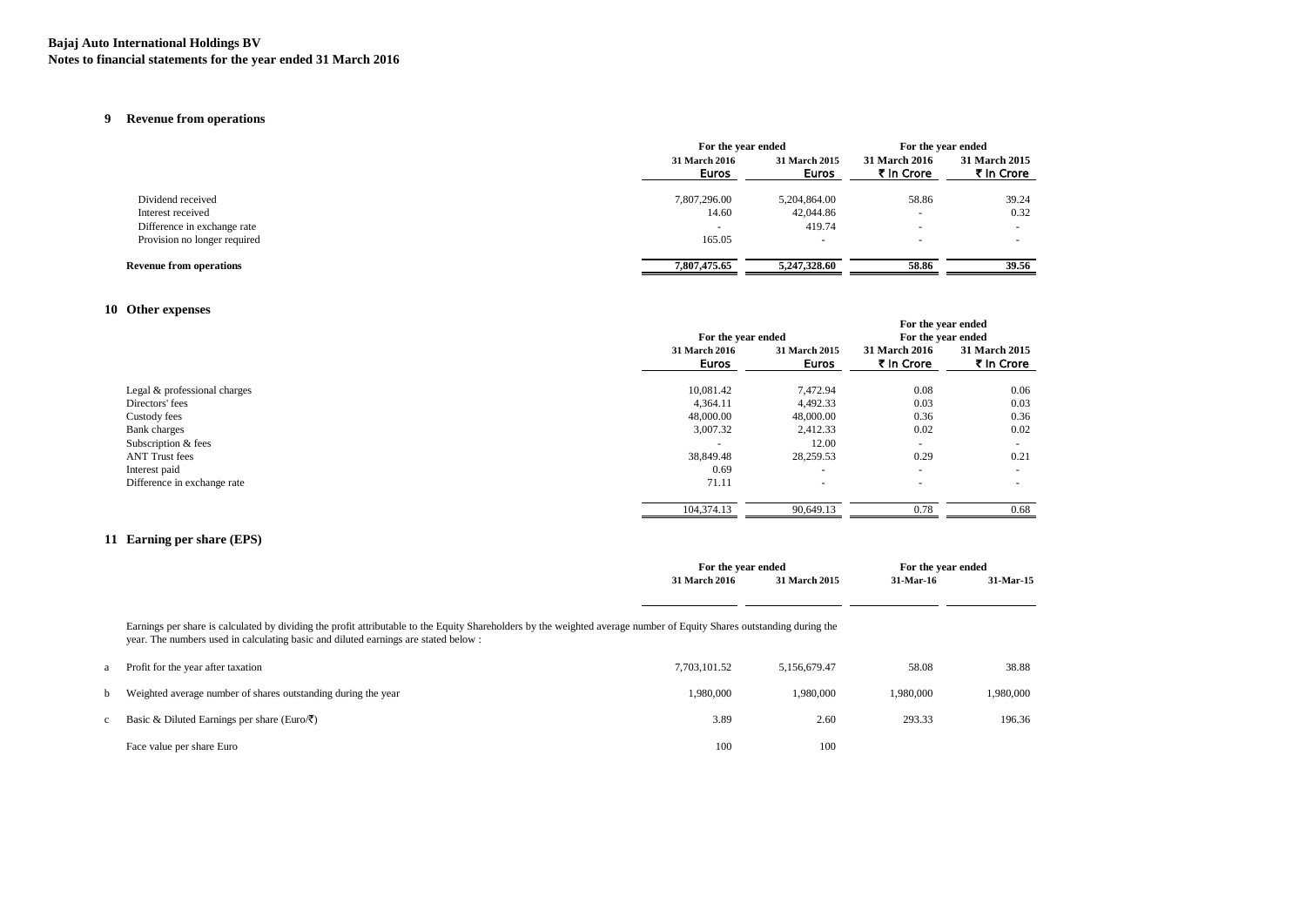**Bajaj Auto International Holdings BV**
**Notes to financial statements for the year ended 31 March 2016**

## 9 Revenue from operations

| | For the year ended | | For the year ended | |
|---|---|---|---|---|
| | 31 March 2016 Euros | 31 March 2015 Euros | 31 March 2016 ₹ In Crore | 31 March 2015 ₹ In Crore |
| Dividend received | 7,807,296.00 | 5,204,864.00 | 58.86 | 39.24 |
| Interest received | 14.60 | 42,044.86 | - | 0.32 |
| Difference in exchange rate | - | 419.74 | - | - |
| Provision no longer required | 165.05 | - | - | - |
| **Revenue from operations** | **7,807,475.65** | **5,247,328.60** | **58.86** | **39.56** |

## 10 Other expenses

| | For the year ended | | For the year ended | |
|---|---|---|---|---|
| | 31 March 2016 Euros | 31 March 2015 Euros | 31 March 2016 ₹ In Crore | 31 March 2015 ₹ In Crore |
| Legal & professional charges | 10,081.42 | 7,472.94 | 0.08 | 0.06 |
| Directors' fees | 4,364.11 | 4,492.33 | 0.03 | 0.03 |
| Custody fees | 48,000.00 | 48,000.00 | 0.36 | 0.36 |
| Bank charges | 3,007.32 | 2,412.33 | 0.02 | 0.02 |
| Subscription & fees | - | 12.00 | - | - |
| ANT Trust fees | 38,849.48 | 28,259.53 | 0.29 | 0.21 |
| Interest paid | 0.69 | - | - | - |
| Difference in exchange rate | 71.11 | - | - | - |
| | 104,374.13 | 90,649.13 | 0.78 | 0.68 |

## 11 Earning per share (EPS)

Earnings per share is calculated by dividing the profit attributable to the Equity Shareholders by the weighted average number of Equity Shares outstanding during the year. The numbers used in calculating basic and diluted earnings are stated below :

| | | For the year ended | | For the year ended | |
|---|---|---|---|---|---|
| | | 31 March 2016 | 31 March 2015 | 31-Mar-16 | 31-Mar-15 |
| a | Profit for the year after taxation | 7,703,101.52 | 5,156,679.47 | 58.08 | 38.88 |
| b | Weighted average number of shares outstanding during the year | 1,980,000 | 1,980,000 | 1,980,000 | 1,980,000 |
| c | Basic & Diluted Earnings per share (Euro/₹) | 3.89 | 2.60 | 293.33 | 196.36 |
| | Face value per share Euro | 100 | 100 | | |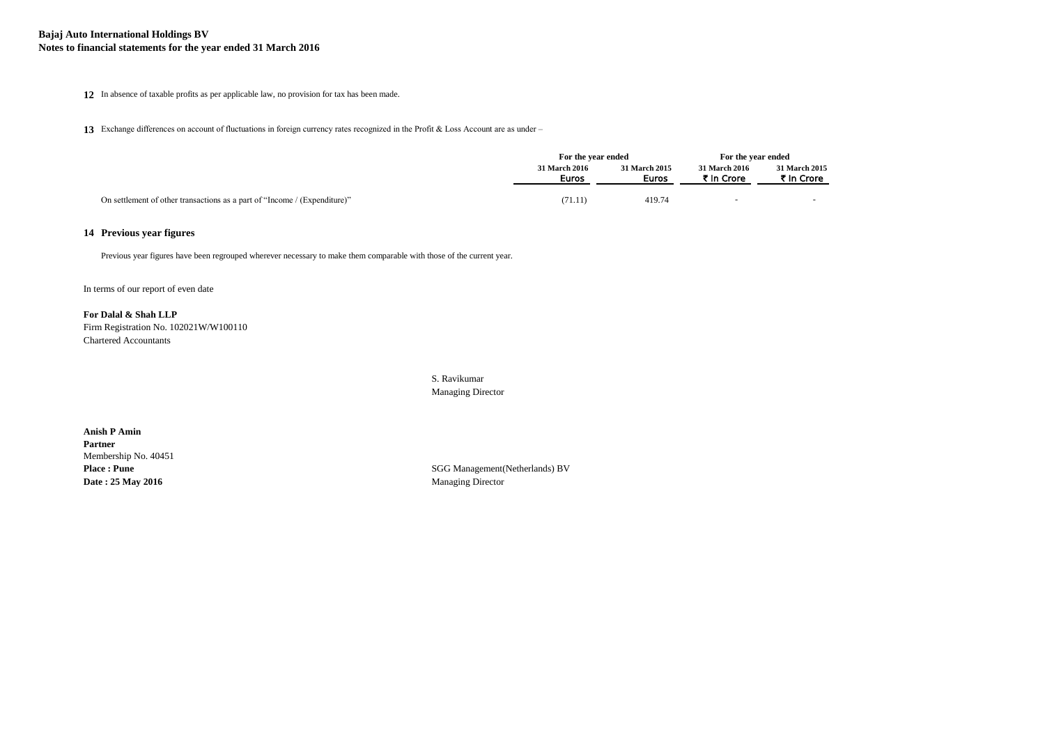**Bajaj Auto International Holdings BV**
**Notes to financial statements for the year ended 31 March 2016**

**12** In absence of taxable profits as per applicable law, no provision for tax has been made.

**13** Exchange differences on account of fluctuations in foreign currency rates recognized in the Profit & Loss Account are as under –

| | For the year ended | | For the year ended | |
|---|---|---|---|---|
| | 31 March 2016 Euros | 31 March 2015 Euros | 31 March 2016 ₹ In Crore | 31 March 2015 ₹ In Crore |
| On settlement of other transactions as a part of "Income / (Expenditure)" | (71.11) | 419.74 | - | - |

## 14 Previous year figures

Previous year figures have been regrouped wherever necessary to make them comparable with those of the current year.

In terms of our report of even date

**For Dalal & Shah LLP**
Firm Registration No. 102021W/W100110
Chartered Accountants

S. Ravikumar
Managing Director

**Anish P Amin**
**Partner**
Membership No. 40451
**Place : Pune**
**Date : 25 May 2016**

SGG Management(Netherlands) BV
Managing Director